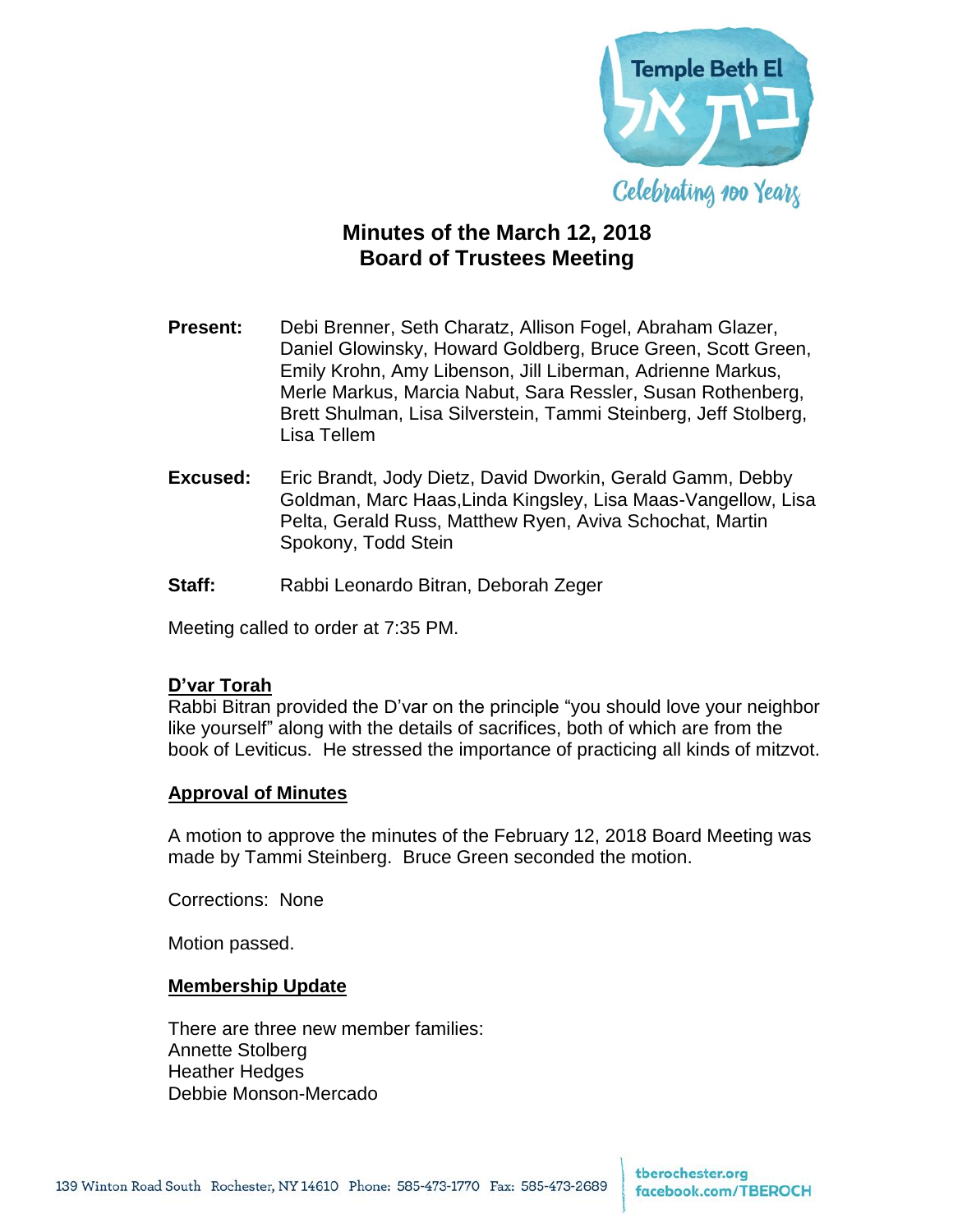# Minutes of the March 12, 2018 Board of Trustees Meeting

**Present:** Debi Brenner, Seth Charatz, Allison Fogel, Abraham Glazer, Daniel Glowinsky, Howard Goldberg, Bruce Green, Scott Green, Emily Krohn, Amy Libenson, Jill Liberman, Adrienne Markus, Merle Markus, Marcia Nabut, Sara Ressler, Susan Rothenberg, Brett Shulman, Lisa Silverstein, Tammi Steinberg, Jeff Stolberg, Lisa Tellem

**Excused:** Eric Brandt, Jody Dietz, David Dworkin, Gerald Gamm, Debby Goldman, Marc Haas,Linda Kingsley, Lisa Maas-Vangellow, Lisa Pelta, Gerald Russ, Matthew Ryen, Aviva Schochat, Martin Spokony, Todd Stein

**Staff:** Rabbi Leonardo Bitran, Deborah Zeger

Meeting called to order at 7:35 PM.

## D'var Torah

Rabbi Bitran provided the D'var on the principle "you should love your neighbor like yourself" along with the details of sacrifices, both of which are from the book of Leviticus. He stressed the importance of practicing all kinds of mitzvot.

## Approval of Minutes

A motion to approve the minutes of the February 12, 2018 Board Meeting was made by Tammi Steinberg. Bruce Green seconded the motion.

Corrections: None

Motion passed.

## Membership Update

There are three new member families:
Annette Stolberg
Heather Hedges
Debbie Monson-Mercado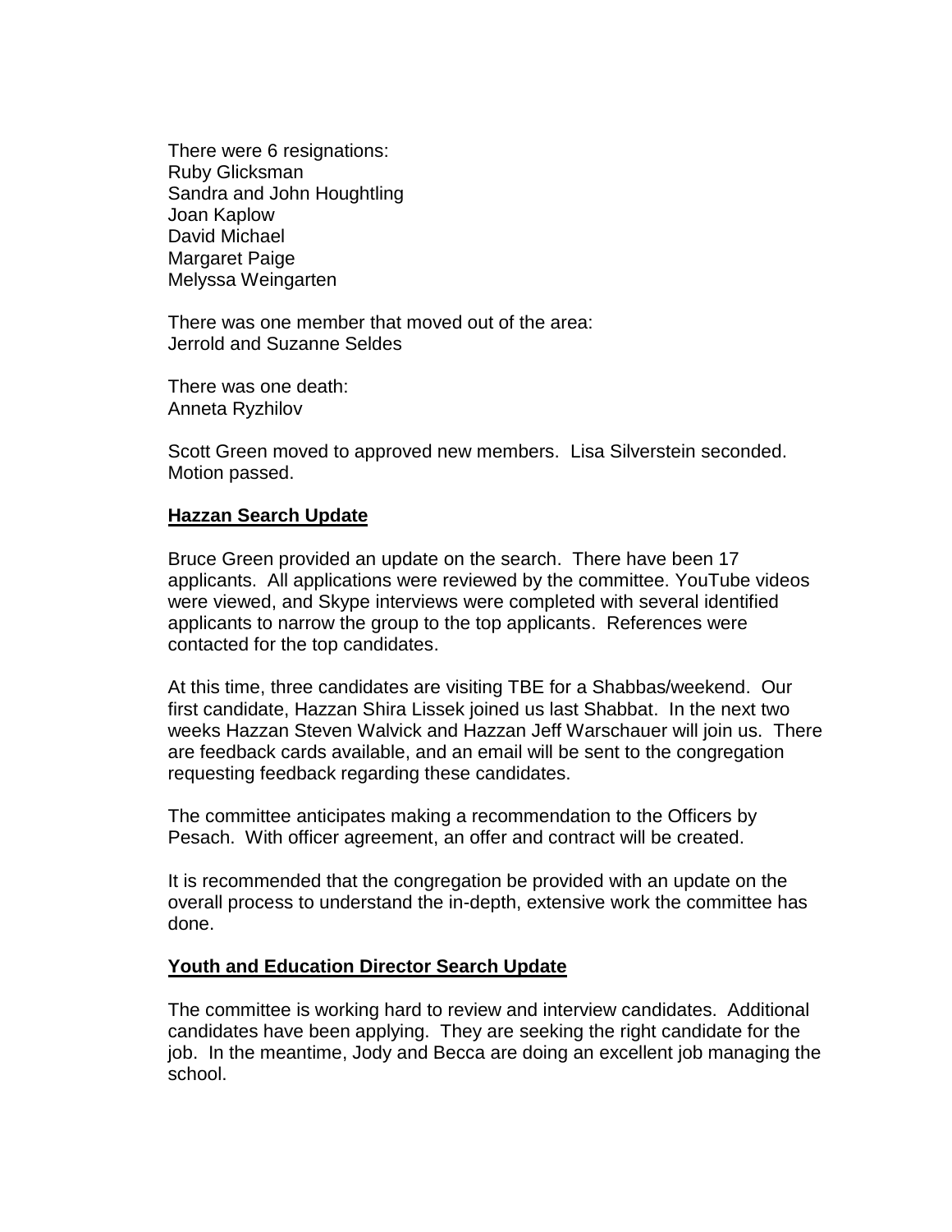There were 6 resignations:
Ruby Glicksman
Sandra and John Houghtling
Joan Kaplow
David Michael
Margaret Paige
Melyssa Weingarten

There was one member that moved out of the area:
Jerrold and Suzanne Seldes

There was one death:
Anneta Ryzhilov

Scott Green moved to approved new members. Lisa Silverstein seconded. Motion passed.

## Hazzan Search Update

Bruce Green provided an update on the search. There have been 17 applicants. All applications were reviewed by the committee. YouTube videos were viewed, and Skype interviews were completed with several identified applicants to narrow the group to the top applicants. References were contacted for the top candidates.

At this time, three candidates are visiting TBE for a Shabbas/weekend. Our first candidate, Hazzan Shira Lissek joined us last Shabbat. In the next two weeks Hazzan Steven Walvick and Hazzan Jeff Warschauer will join us. There are feedback cards available, and an email will be sent to the congregation requesting feedback regarding these candidates.

The committee anticipates making a recommendation to the Officers by Pesach. With officer agreement, an offer and contract will be created.

It is recommended that the congregation be provided with an update on the overall process to understand the in-depth, extensive work the committee has done.

## Youth and Education Director Search Update

The committee is working hard to review and interview candidates. Additional candidates have been applying. They are seeking the right candidate for the job. In the meantime, Jody and Becca are doing an excellent job managing the school.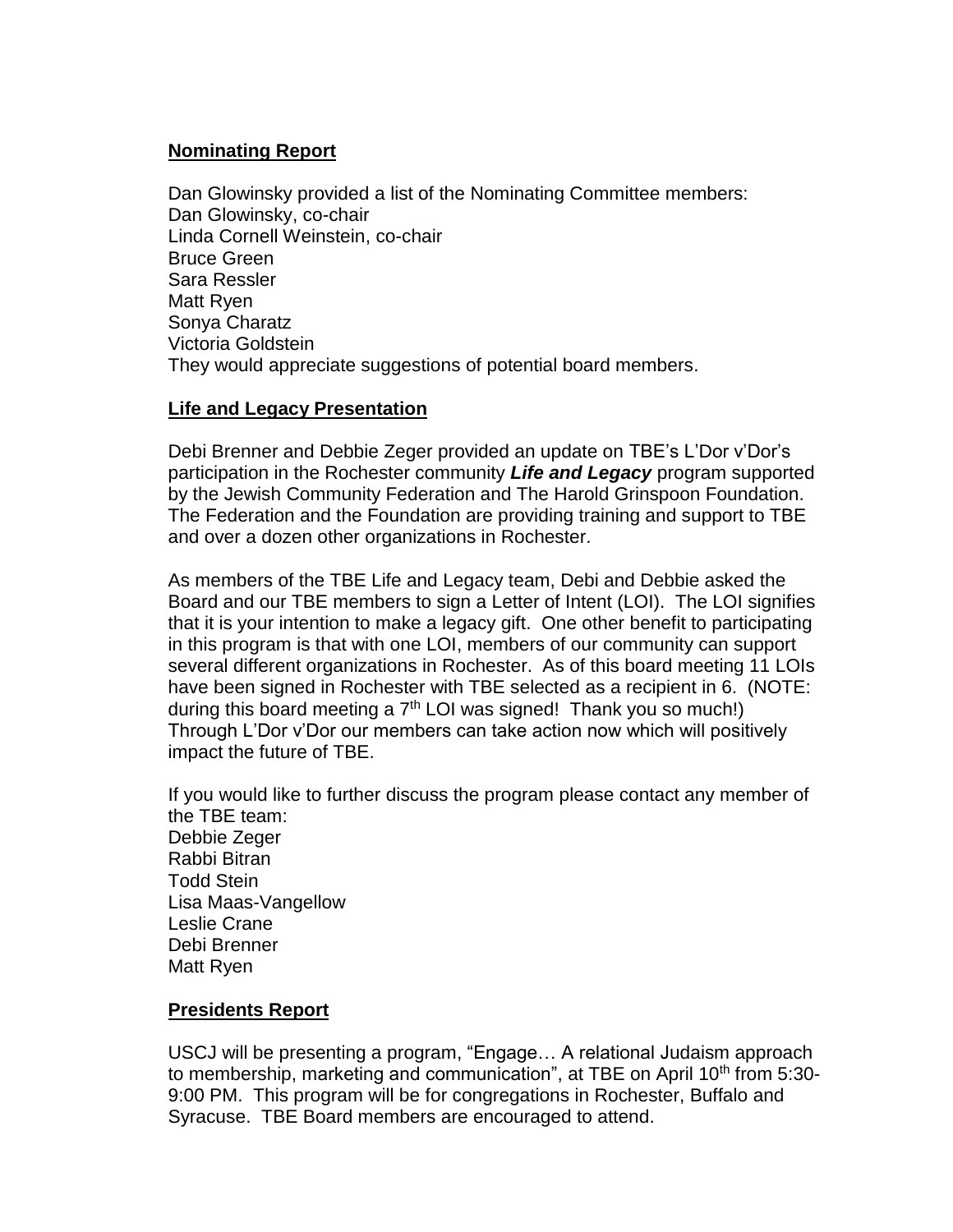**Nominating Report**

Dan Glowinsky provided a list of the Nominating Committee members:
Dan Glowinsky, co-chair
Linda Cornell Weinstein, co-chair
Bruce Green
Sara Ressler
Matt Ryen
Sonya Charatz
Victoria Goldstein
They would appreciate suggestions of potential board members.

**Life and Legacy Presentation**

Debi Brenner and Debbie Zeger provided an update on TBE's L'Dor v'Dor's participation in the Rochester community ***Life and Legacy*** program supported by the Jewish Community Federation and The Harold Grinspoon Foundation. The Federation and the Foundation are providing training and support to TBE and over a dozen other organizations in Rochester.

As members of the TBE Life and Legacy team, Debi and Debbie asked the Board and our TBE members to sign a Letter of Intent (LOI). The LOI signifies that it is your intention to make a legacy gift. One other benefit to participating in this program is that with one LOI, members of our community can support several different organizations in Rochester. As of this board meeting 11 LOIs have been signed in Rochester with TBE selected as a recipient in 6. (NOTE: during this board meeting a 7th LOI was signed! Thank you so much!) Through L'Dor v'Dor our members can take action now which will positively impact the future of TBE.

If you would like to further discuss the program please contact any member of the TBE team:
Debbie Zeger
Rabbi Bitran
Todd Stein
Lisa Maas-Vangellow
Leslie Crane
Debi Brenner
Matt Ryen

**Presidents Report**

USCJ will be presenting a program, "Engage… A relational Judaism approach to membership, marketing and communication", at TBE on April 10th from 5:30-9:00 PM. This program will be for congregations in Rochester, Buffalo and Syracuse. TBE Board members are encouraged to attend.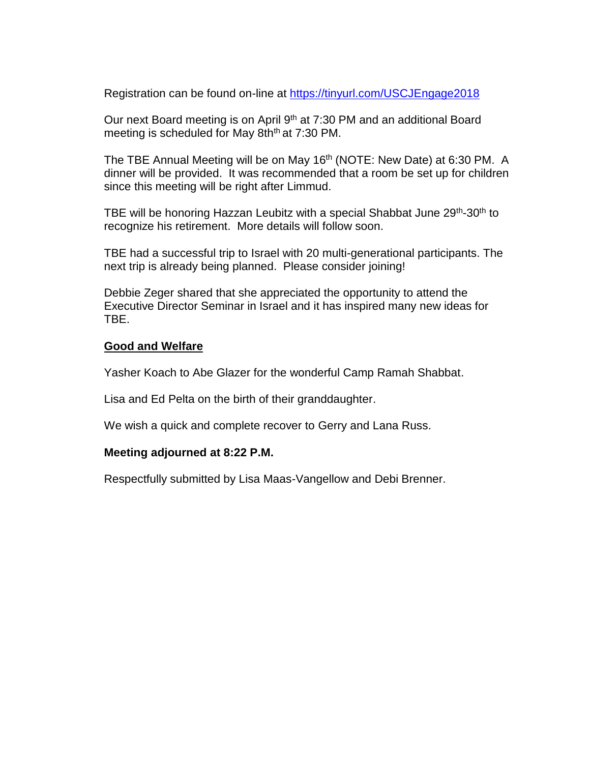Registration can be found on-line at https://tinyurl.com/USCJEngage2018

Our next Board meeting is on April 9th at 7:30 PM and an additional Board meeting is scheduled for May 8thth at 7:30 PM.

The TBE Annual Meeting will be on May 16th (NOTE: New Date) at 6:30 PM. A dinner will be provided. It was recommended that a room be set up for children since this meeting will be right after Limmud.

TBE will be honoring Hazzan Leubitz with a special Shabbat June 29th-30th to recognize his retirement. More details will follow soon.

TBE had a successful trip to Israel with 20 multi-generational participants. The next trip is already being planned. Please consider joining!

Debbie Zeger shared that she appreciated the opportunity to attend the Executive Director Seminar in Israel and it has inspired many new ideas for TBE.

**Good and Welfare**

Yasher Koach to Abe Glazer for the wonderful Camp Ramah Shabbat.

Lisa and Ed Pelta on the birth of their granddaughter.

We wish a quick and complete recover to Gerry and Lana Russ.

**Meeting adjourned at 8:22 P.M.**

Respectfully submitted by Lisa Maas-Vangellow and Debi Brenner.